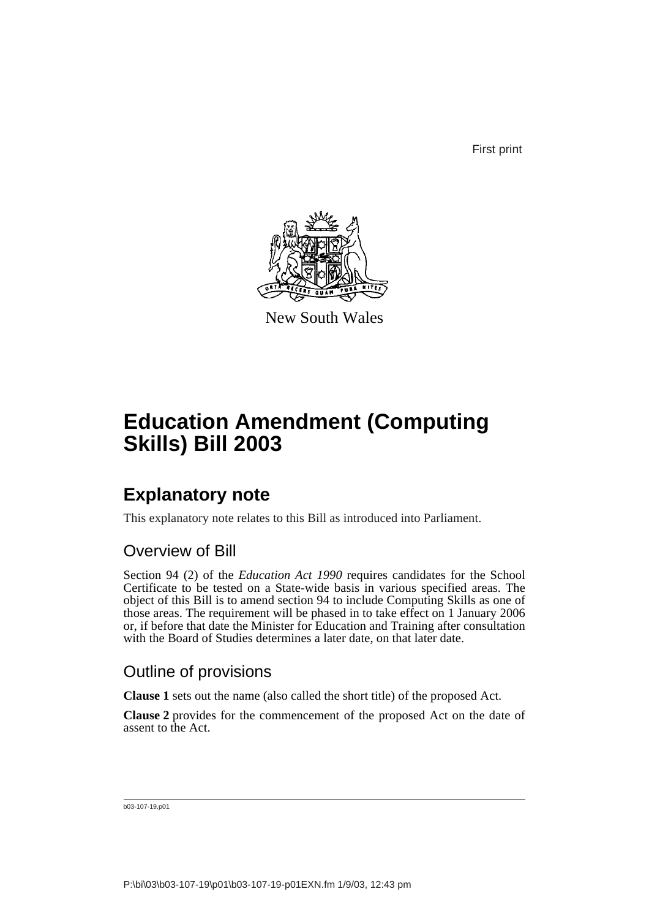First print

New South Wales

# Education Amendment (Computing Skills) Bill 2003

## Explanatory note

This explanatory note relates to this Bill as introduced into Parliament.

### Overview of Bill

Section 94 (2) of the *Education Act 1990* requires candidates for the School Certificate to be tested on a State-wide basis in various specified areas. The object of this Bill is to amend section 94 to include Computing Skills as one of those areas. The requirement will be phased in to take effect on 1 January 2006 or, if before that date the Minister for Education and Training after consultation with the Board of Studies determines a later date, on that later date.

### Outline of provisions

**Clause 1** sets out the name (also called the short title) of the proposed Act.

**Clause 2** provides for the commencement of the proposed Act on the date of assent to the Act.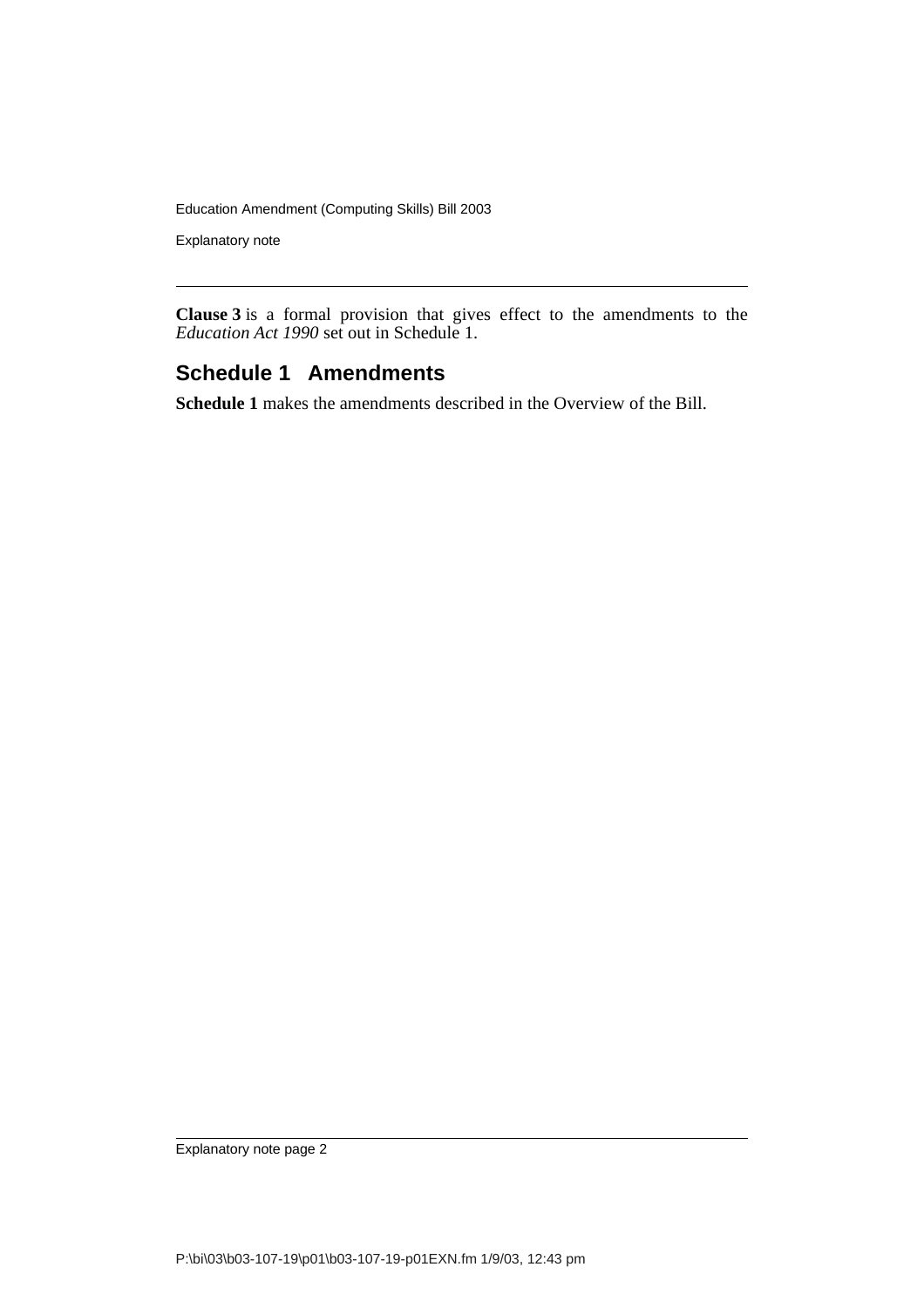**Clause 3** is a formal provision that gives effect to the amendments to the *Education Act 1990* set out in Schedule 1.

## Schedule 1 Amendments

**Schedule 1** makes the amendments described in the Overview of the Bill.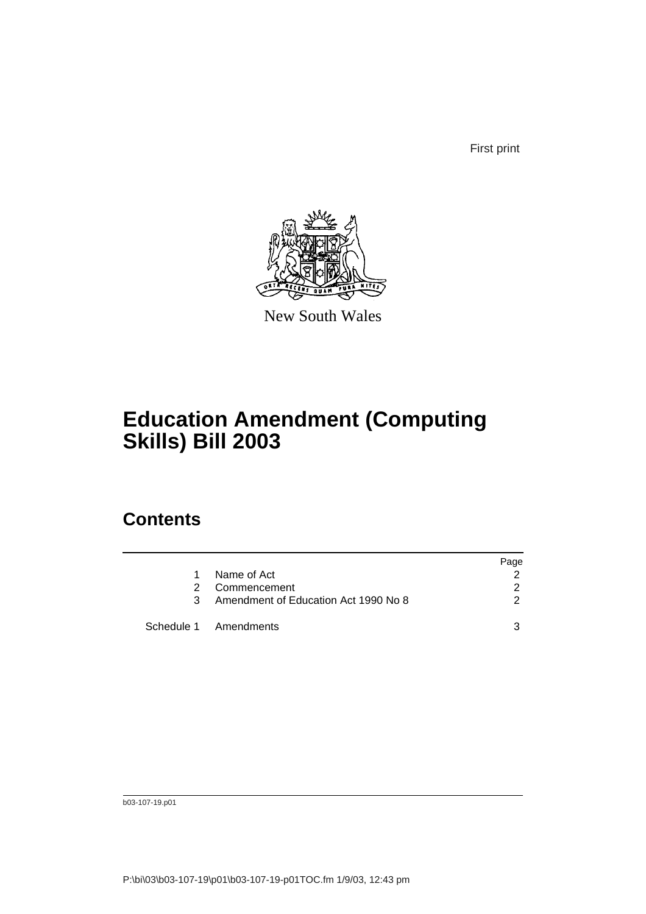First print

New South Wales

# Education Amendment (Computing Skills) Bill 2003

## Contents

| | | Page |
|---|---|---|
| 1 | Name of Act | 2 |
| 2 | Commencement | 2 |
| 3 | Amendment of Education Act 1990 No 8 | 2 |
| Schedule 1 | Amendments | 3 |

b03-107-19.p01

P:\bi\03\b03-107-19\p01\b03-107-19-p01TOC.fm 1/9/03, 12:43 pm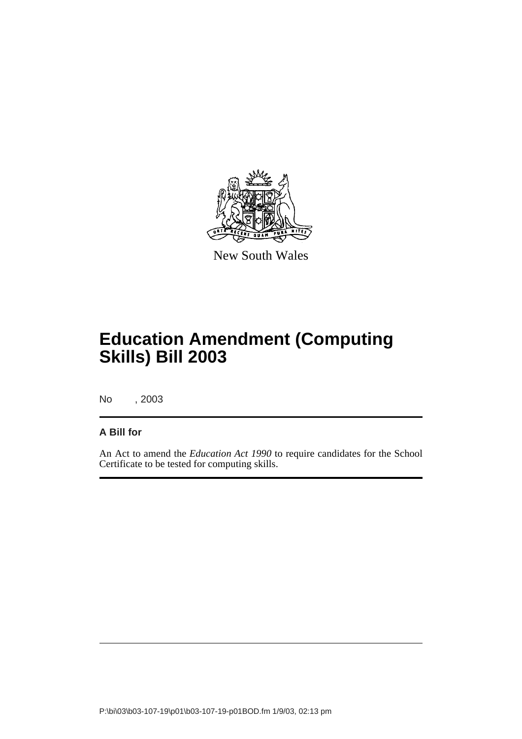New South Wales

# Education Amendment (Computing Skills) Bill 2003

No , 2003

**A Bill for**

An Act to amend the *Education Act 1990* to require candidates for the School Certificate to be tested for computing skills.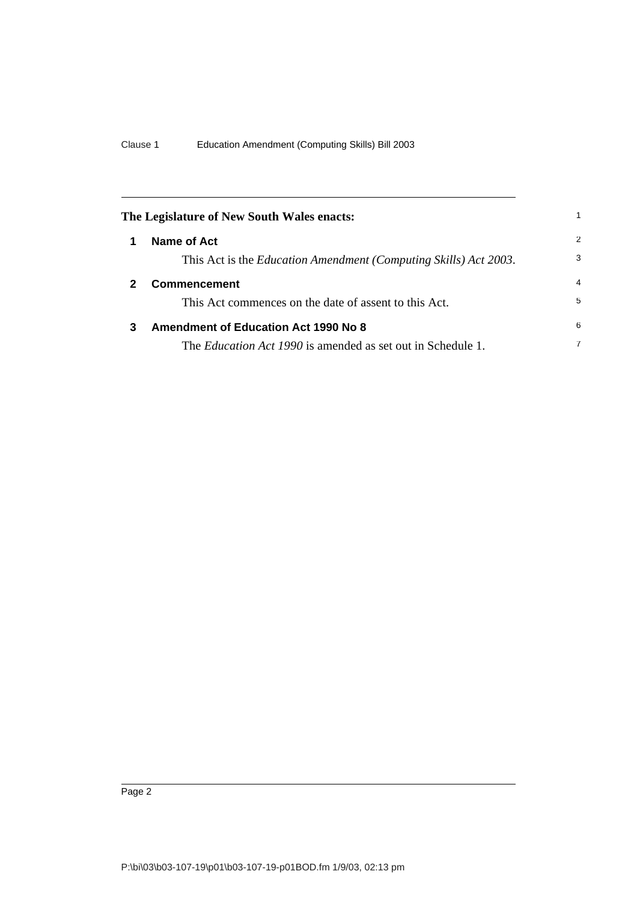The Legislature of New South Wales enacts:

## 1 Name of Act

This Act is the *Education Amendment (Computing Skills) Act 2003*.

## 2 Commencement

This Act commences on the date of assent to this Act.

## 3 Amendment of Education Act 1990 No 8

The *Education Act 1990* is amended as set out in Schedule 1.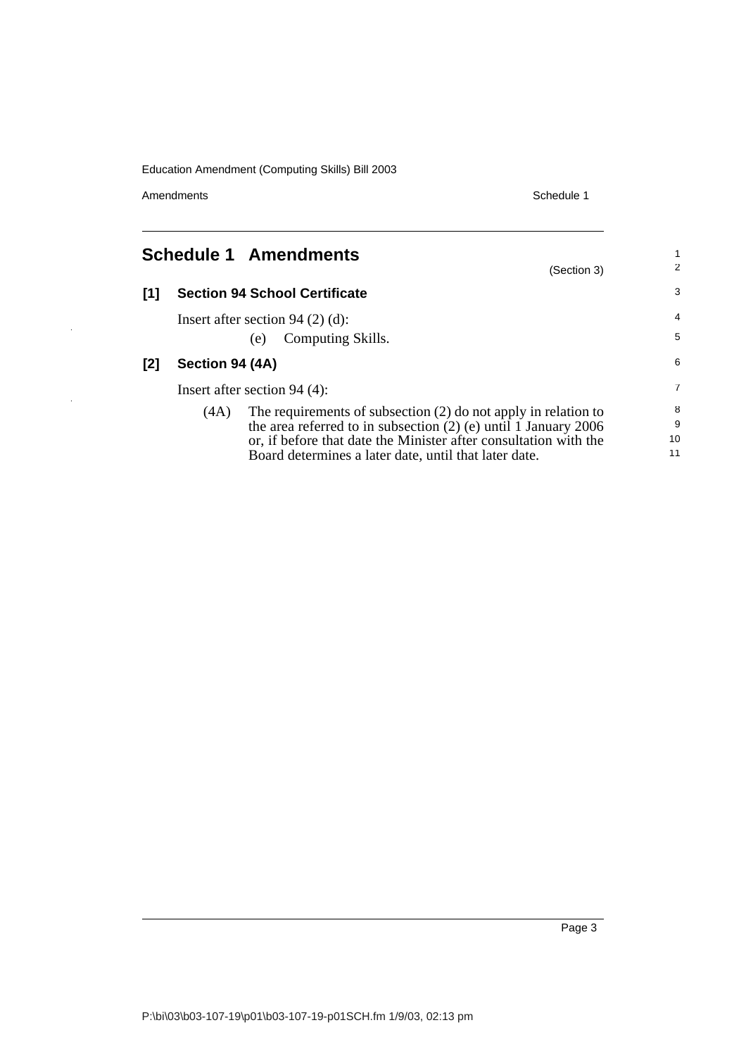## Schedule 1 Amendments

(Section 3)

### [1] Section 94 School Certificate

Insert after section 94 (2) (d):

(e) Computing Skills.

### [2] Section 94 (4A)

Insert after section 94 (4):

(4A) The requirements of subsection (2) do not apply in relation to the area referred to in subsection (2) (e) until 1 January 2006 or, if before that date the Minister after consultation with the Board determines a later date, until that later date.